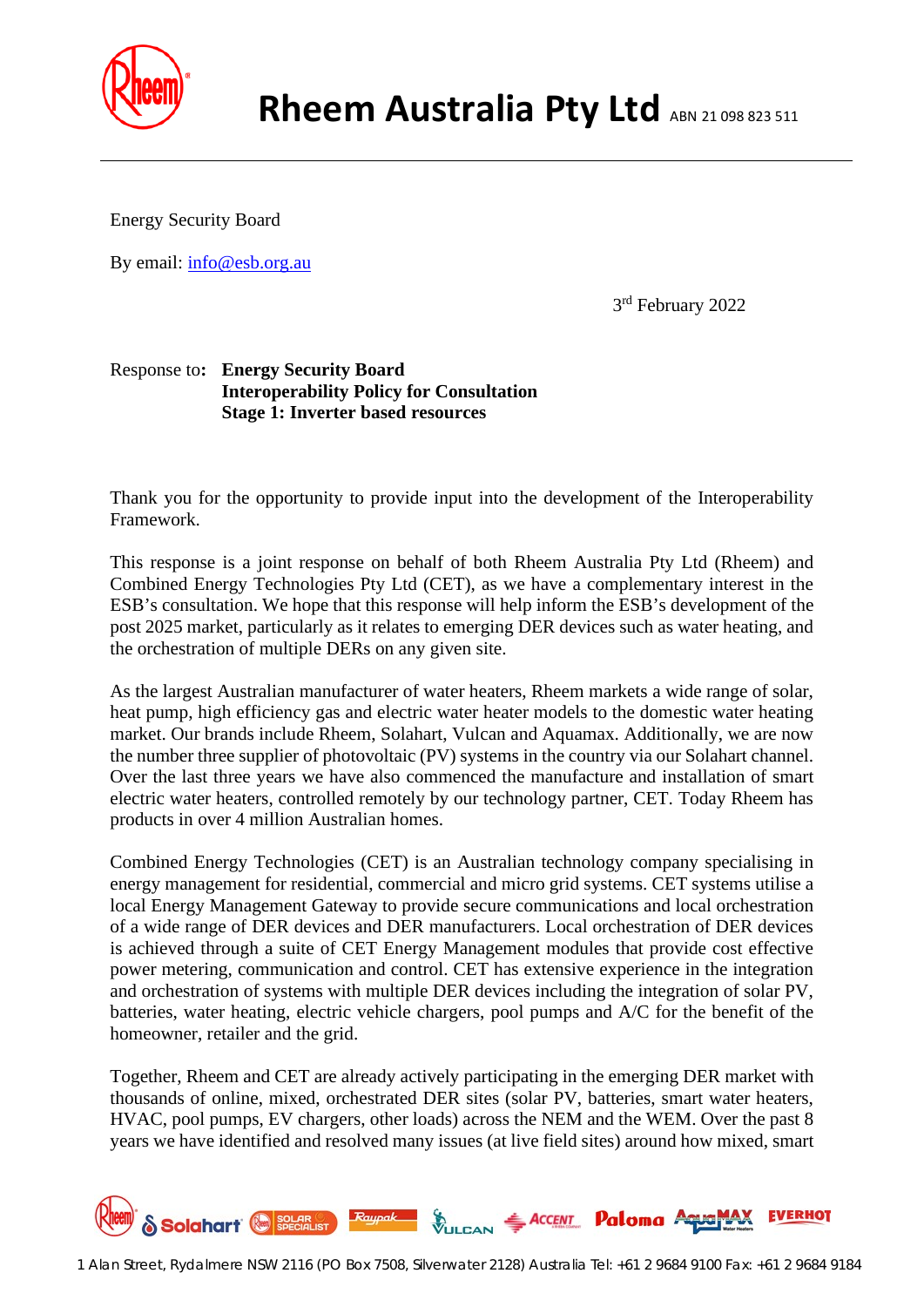# Rheem Australia Pty Ltd ABN 21 098 823 511

Energy Security Board

By email: info@esb.org.au

3rd February 2022

Response to: **Energy Security Board**
**Interoperability Policy for Consultation**
**Stage 1: Inverter based resources**

Thank you for the opportunity to provide input into the development of the Interoperability Framework.

This response is a joint response on behalf of both Rheem Australia Pty Ltd (Rheem) and Combined Energy Technologies Pty Ltd (CET), as we have a complementary interest in the ESB's consultation. We hope that this response will help inform the ESB's development of the post 2025 market, particularly as it relates to emerging DER devices such as water heating, and the orchestration of multiple DERs on any given site.

As the largest Australian manufacturer of water heaters, Rheem markets a wide range of solar, heat pump, high efficiency gas and electric water heater models to the domestic water heating market. Our brands include Rheem, Solahart, Vulcan and Aquamax. Additionally, we are now the number three supplier of photovoltaic (PV) systems in the country via our Solahart channel. Over the last three years we have also commenced the manufacture and installation of smart electric water heaters, controlled remotely by our technology partner, CET. Today Rheem has products in over 4 million Australian homes.

Combined Energy Technologies (CET) is an Australian technology company specialising in energy management for residential, commercial and micro grid systems. CET systems utilise a local Energy Management Gateway to provide secure communications and local orchestration of a wide range of DER devices and DER manufacturers. Local orchestration of DER devices is achieved through a suite of CET Energy Management modules that provide cost effective power metering, communication and control. CET has extensive experience in the integration and orchestration of systems with multiple DER devices including the integration of solar PV, batteries, water heating, electric vehicle chargers, pool pumps and A/C for the benefit of the homeowner, retailer and the grid.

Together, Rheem and CET are already actively participating in the emerging DER market with thousands of online, mixed, orchestrated DER sites (solar PV, batteries, smart water heaters, HVAC, pool pumps, EV chargers, other loads) across the NEM and the WEM. Over the past 8 years we have identified and resolved many issues (at live field sites) around how mixed, smart

1 Alan Street, Rydalmere NSW 2116 (PO Box 7508, Silverwater 2128) Australia Tel: +61 2 9684 9100 Fax: +61 2 9684 9184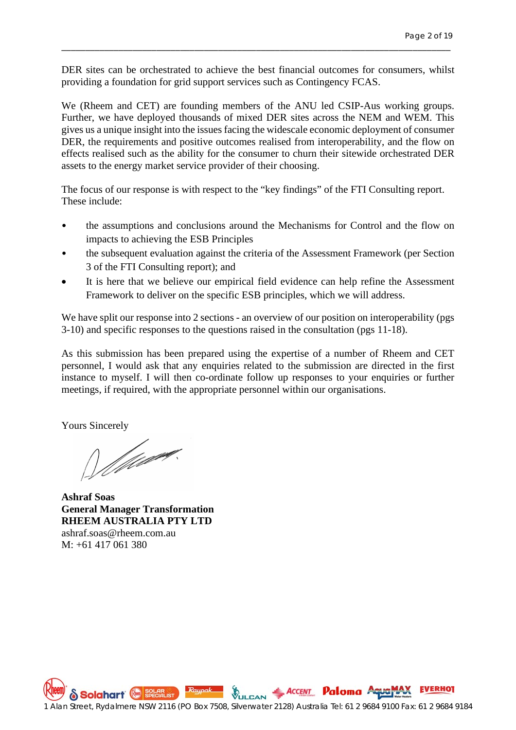DER sites can be orchestrated to achieve the best financial outcomes for consumers, whilst providing a foundation for grid support services such as Contingency FCAS.

We (Rheem and CET) are founding members of the ANU led CSIP-Aus working groups. Further, we have deployed thousands of mixed DER sites across the NEM and WEM. This gives us a unique insight into the issues facing the widescale economic deployment of consumer DER, the requirements and positive outcomes realised from interoperability, and the flow on effects realised such as the ability for the consumer to churn their sitewide orchestrated DER assets to the energy market service provider of their choosing.

The focus of our response is with respect to the “key findings” of the FTI Consulting report. These include:

- the assumptions and conclusions around the Mechanisms for Control and the flow on impacts to achieving the ESB Principles
- the subsequent evaluation against the criteria of the Assessment Framework (per Section 3 of the FTI Consulting report); and
- It is here that we believe our empirical field evidence can help refine the Assessment Framework to deliver on the specific ESB principles, which we will address.

We have split our response into 2 sections - an overview of our position on interoperability (pgs 3-10) and specific responses to the questions raised in the consultation (pgs 11-18).

As this submission has been prepared using the expertise of a number of Rheem and CET personnel, I would ask that any enquiries related to the submission are directed in the first instance to myself. I will then co-ordinate follow up responses to your enquiries or further meetings, if required, with the appropriate personnel within our organisations.

Yours Sincerely

**Ashraf Soas**
**General Manager Transformation**
**RHEEM AUSTRALIA PTY LTD**
ashraf.soas@rheem.com.au
M: +61 417 061 380

1 Alan Street, Rydalmere NSW 2116 (PO Box 7508, Silverwater 2128) Australia Tel: 61 2 9684 9100 Fax: 61 2 9684 9184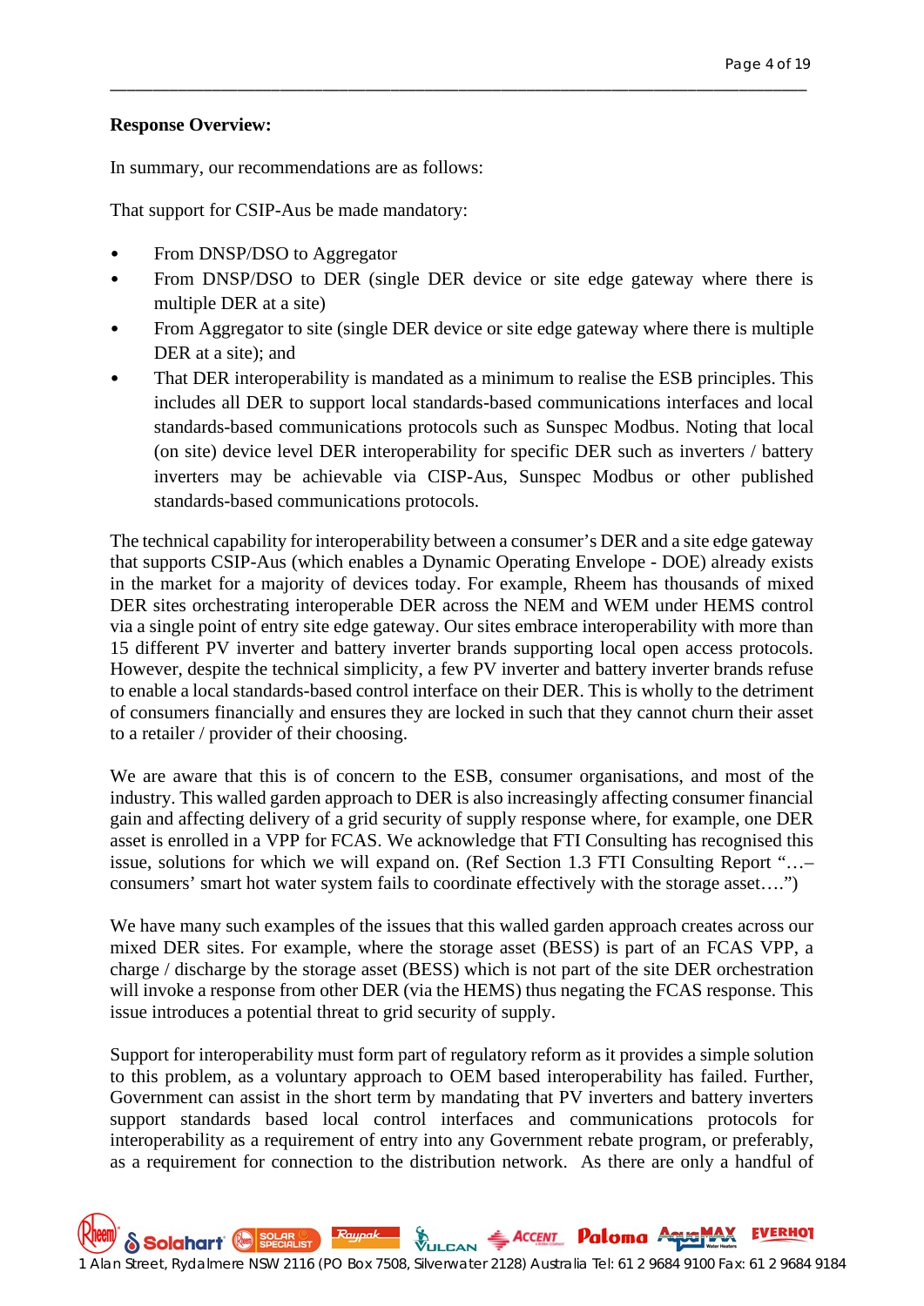**Response Overview:**

In summary, our recommendations are as follows:

That support for CSIP-Aus be made mandatory:

- From DNSP/DSO to Aggregator
- From DNSP/DSO to DER (single DER device or site edge gateway where there is multiple DER at a site)
- From Aggregator to site (single DER device or site edge gateway where there is multiple DER at a site); and
- That DER interoperability is mandated as a minimum to realise the ESB principles. This includes all DER to support local standards-based communications interfaces and local standards-based communications protocols such as Sunspec Modbus. Noting that local (on site) device level DER interoperability for specific DER such as inverters / battery inverters may be achievable via CISP-Aus, Sunspec Modbus or other published standards-based communications protocols.

The technical capability for interoperability between a consumer's DER and a site edge gateway that supports CSIP-Aus (which enables a Dynamic Operating Envelope - DOE) already exists in the market for a majority of devices today. For example, Rheem has thousands of mixed DER sites orchestrating interoperable DER across the NEM and WEM under HEMS control via a single point of entry site edge gateway. Our sites embrace interoperability with more than 15 different PV inverter and battery inverter brands supporting local open access protocols. However, despite the technical simplicity, a few PV inverter and battery inverter brands refuse to enable a local standards-based control interface on their DER. This is wholly to the detriment of consumers financially and ensures they are locked in such that they cannot churn their asset to a retailer / provider of their choosing.

We are aware that this is of concern to the ESB, consumer organisations, and most of the industry. This walled garden approach to DER is also increasingly affecting consumer financial gain and affecting delivery of a grid security of supply response where, for example, one DER asset is enrolled in a VPP for FCAS. We acknowledge that FTI Consulting has recognised this issue, solutions for which we will expand on. (Ref Section 1.3 FTI Consulting Report "…– consumers' smart hot water system fails to coordinate effectively with the storage asset….")

We have many such examples of the issues that this walled garden approach creates across our mixed DER sites. For example, where the storage asset (BESS) is part of an FCAS VPP, a charge / discharge by the storage asset (BESS) which is not part of the site DER orchestration will invoke a response from other DER (via the HEMS) thus negating the FCAS response. This issue introduces a potential threat to grid security of supply.

Support for interoperability must form part of regulatory reform as it provides a simple solution to this problem, as a voluntary approach to OEM based interoperability has failed. Further, Government can assist in the short term by mandating that PV inverters and battery inverters support standards based local control interfaces and communications protocols for interoperability as a requirement of entry into any Government rebate program, or preferably, as a requirement for connection to the distribution network. As there are only a handful of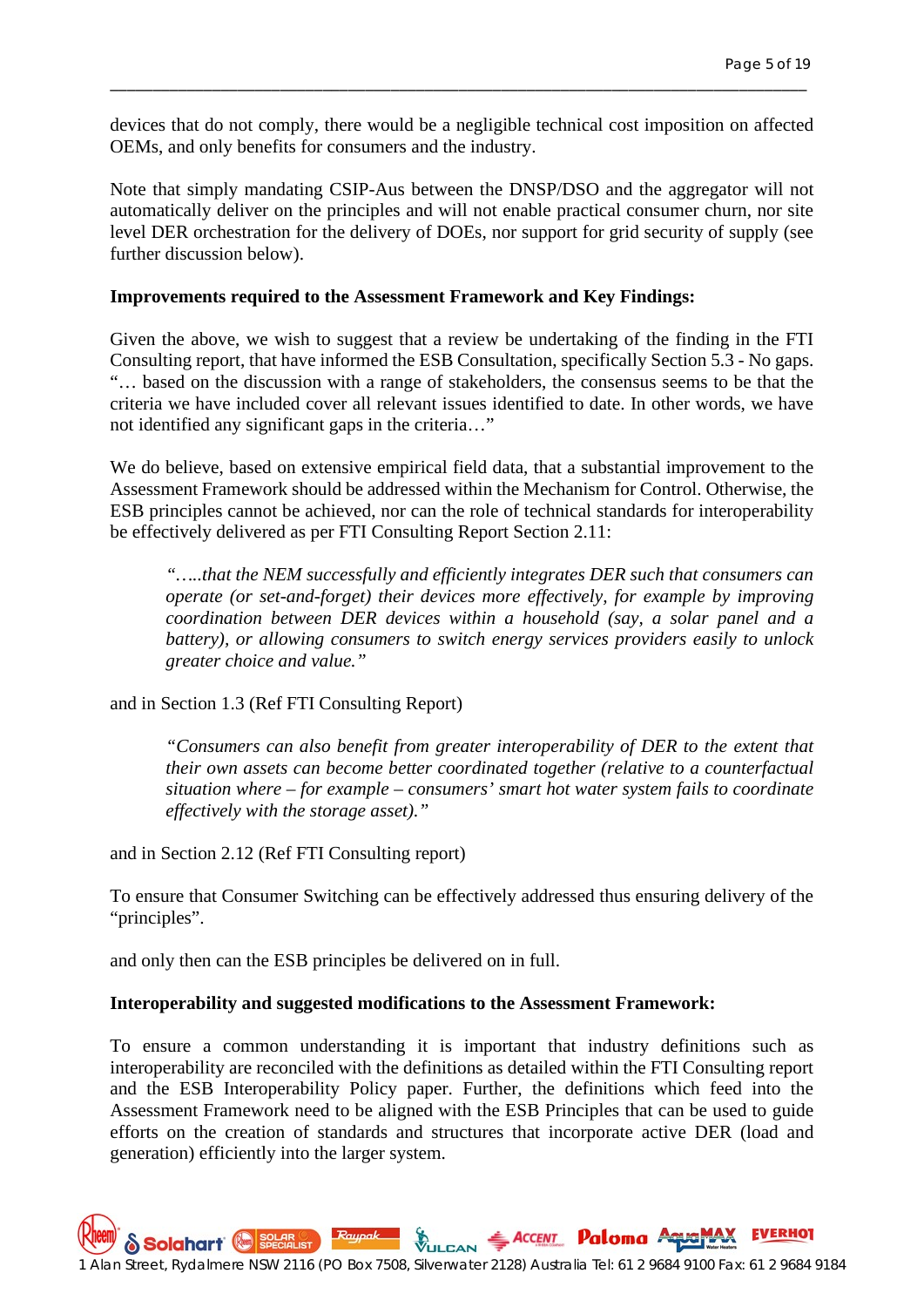devices that do not comply, there would be a negligible technical cost imposition on affected OEMs, and only benefits for consumers and the industry.

Note that simply mandating CSIP-Aus between the DNSP/DSO and the aggregator will not automatically deliver on the principles and will not enable practical consumer churn, nor site level DER orchestration for the delivery of DOEs, nor support for grid security of supply (see further discussion below).

**Improvements required to the Assessment Framework and Key Findings:**

Given the above, we wish to suggest that a review be undertaking of the finding in the FTI Consulting report, that have informed the ESB Consultation, specifically Section 5.3 - No gaps. "… based on the discussion with a range of stakeholders, the consensus seems to be that the criteria we have included cover all relevant issues identified to date. In other words, we have not identified any significant gaps in the criteria…"

We do believe, based on extensive empirical field data, that a substantial improvement to the Assessment Framework should be addressed within the Mechanism for Control. Otherwise, the ESB principles cannot be achieved, nor can the role of technical standards for interoperability be effectively delivered as per FTI Consulting Report Section 2.11:

> *"…..that the NEM successfully and efficiently integrates DER such that consumers can operate (or set-and-forget) their devices more effectively, for example by improving coordination between DER devices within a household (say, a solar panel and a battery), or allowing consumers to switch energy services providers easily to unlock greater choice and value."*

and in Section 1.3 (Ref FTI Consulting Report)

> *"Consumers can also benefit from greater interoperability of DER to the extent that their own assets can become better coordinated together (relative to a counterfactual situation where – for example – consumers' smart hot water system fails to coordinate effectively with the storage asset)."*

and in Section 2.12 (Ref FTI Consulting report)

To ensure that Consumer Switching can be effectively addressed thus ensuring delivery of the "principles".

and only then can the ESB principles be delivered on in full.

**Interoperability and suggested modifications to the Assessment Framework:**

To ensure a common understanding it is important that industry definitions such as interoperability are reconciled with the definitions as detailed within the FTI Consulting report and the ESB Interoperability Policy paper. Further, the definitions which feed into the Assessment Framework need to be aligned with the ESB Principles that can be used to guide efforts on the creation of standards and structures that incorporate active DER (load and generation) efficiently into the larger system.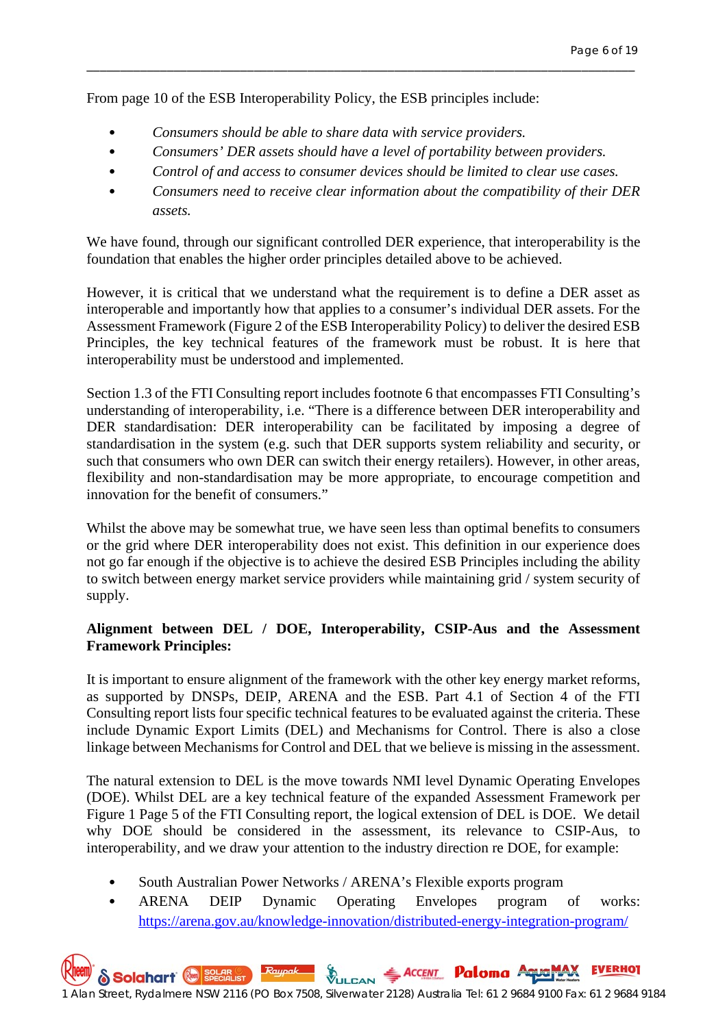From page 10 of the ESB Interoperability Policy, the ESB principles include:

- *Consumers should be able to share data with service providers.*
- *Consumers' DER assets should have a level of portability between providers.*
- *Control of and access to consumer devices should be limited to clear use cases.*
- *Consumers need to receive clear information about the compatibility of their DER assets.*

We have found, through our significant controlled DER experience, that interoperability is the foundation that enables the higher order principles detailed above to be achieved.

However, it is critical that we understand what the requirement is to define a DER asset as interoperable and importantly how that applies to a consumer's individual DER assets. For the Assessment Framework (Figure 2 of the ESB Interoperability Policy) to deliver the desired ESB Principles, the key technical features of the framework must be robust. It is here that interoperability must be understood and implemented.

Section 1.3 of the FTI Consulting report includes footnote 6 that encompasses FTI Consulting's understanding of interoperability, i.e. "There is a difference between DER interoperability and DER standardisation: DER interoperability can be facilitated by imposing a degree of standardisation in the system (e.g. such that DER supports system reliability and security, or such that consumers who own DER can switch their energy retailers). However, in other areas, flexibility and non-standardisation may be more appropriate, to encourage competition and innovation for the benefit of consumers."

Whilst the above may be somewhat true, we have seen less than optimal benefits to consumers or the grid where DER interoperability does not exist. This definition in our experience does not go far enough if the objective is to achieve the desired ESB Principles including the ability to switch between energy market service providers while maintaining grid / system security of supply.

**Alignment between DEL / DOE, Interoperability, CSIP-Aus and the Assessment Framework Principles:**

It is important to ensure alignment of the framework with the other key energy market reforms, as supported by DNSPs, DEIP, ARENA and the ESB. Part 4.1 of Section 4 of the FTI Consulting report lists four specific technical features to be evaluated against the criteria. These include Dynamic Export Limits (DEL) and Mechanisms for Control. There is also a close linkage between Mechanisms for Control and DEL that we believe is missing in the assessment.

The natural extension to DEL is the move towards NMI level Dynamic Operating Envelopes (DOE). Whilst DEL are a key technical feature of the expanded Assessment Framework per Figure 1 Page 5 of the FTI Consulting report, the logical extension of DEL is DOE. We detail why DOE should be considered in the assessment, its relevance to CSIP-Aus, to interoperability, and we draw your attention to the industry direction re DOE, for example:

- South Australian Power Networks / ARENA's Flexible exports program
- ARENA DEIP Dynamic Operating Envelopes program of works: https://arena.gov.au/knowledge-innovation/distributed-energy-integration-program/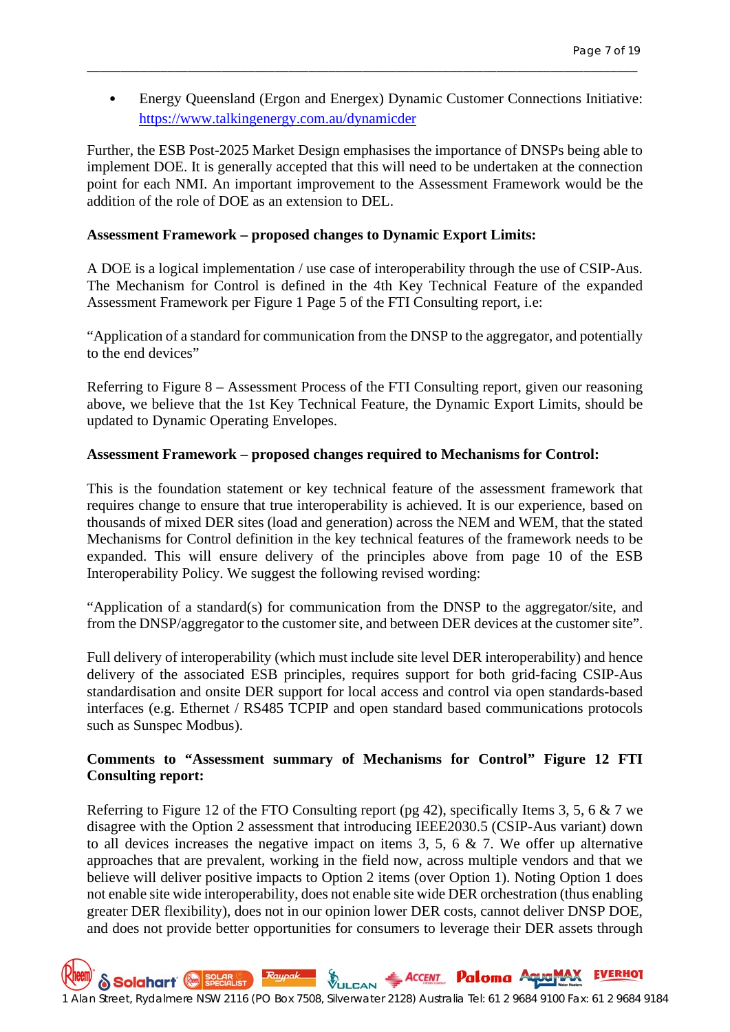- Energy Queensland (Ergon and Energex) Dynamic Customer Connections Initiative: https://www.talkingenergy.com.au/dynamicder

Further, the ESB Post-2025 Market Design emphasises the importance of DNSPs being able to implement DOE. It is generally accepted that this will need to be undertaken at the connection point for each NMI. An important improvement to the Assessment Framework would be the addition of the role of DOE as an extension to DEL.

**Assessment Framework – proposed changes to Dynamic Export Limits:**

A DOE is a logical implementation / use case of interoperability through the use of CSIP-Aus. The Mechanism for Control is defined in the 4th Key Technical Feature of the expanded Assessment Framework per Figure 1 Page 5 of the FTI Consulting report, i.e:

"Application of a standard for communication from the DNSP to the aggregator, and potentially to the end devices"

Referring to Figure 8 – Assessment Process of the FTI Consulting report, given our reasoning above, we believe that the 1st Key Technical Feature, the Dynamic Export Limits, should be updated to Dynamic Operating Envelopes.

**Assessment Framework – proposed changes required to Mechanisms for Control:**

This is the foundation statement or key technical feature of the assessment framework that requires change to ensure that true interoperability is achieved. It is our experience, based on thousands of mixed DER sites (load and generation) across the NEM and WEM, that the stated Mechanisms for Control definition in the key technical features of the framework needs to be expanded. This will ensure delivery of the principles above from page 10 of the ESB Interoperability Policy. We suggest the following revised wording:

"Application of a standard(s) for communication from the DNSP to the aggregator/site, and from the DNSP/aggregator to the customer site, and between DER devices at the customer site".

Full delivery of interoperability (which must include site level DER interoperability) and hence delivery of the associated ESB principles, requires support for both grid-facing CSIP-Aus standardisation and onsite DER support for local access and control via open standards-based interfaces (e.g. Ethernet / RS485 TCPIP and open standard based communications protocols such as Sunspec Modbus).

**Comments to "Assessment summary of Mechanisms for Control" Figure 12 FTI Consulting report:**

Referring to Figure 12 of the FTO Consulting report (pg 42), specifically Items 3, 5, 6 & 7 we disagree with the Option 2 assessment that introducing IEEE2030.5 (CSIP-Aus variant) down to all devices increases the negative impact on items 3, 5, 6 & 7. We offer up alternative approaches that are prevalent, working in the field now, across multiple vendors and that we believe will deliver positive impacts to Option 2 items (over Option 1). Noting Option 1 does not enable site wide interoperability, does not enable site wide DER orchestration (thus enabling greater DER flexibility), does not in our opinion lower DER costs, cannot deliver DNSP DOE, and does not provide better opportunities for consumers to leverage their DER assets through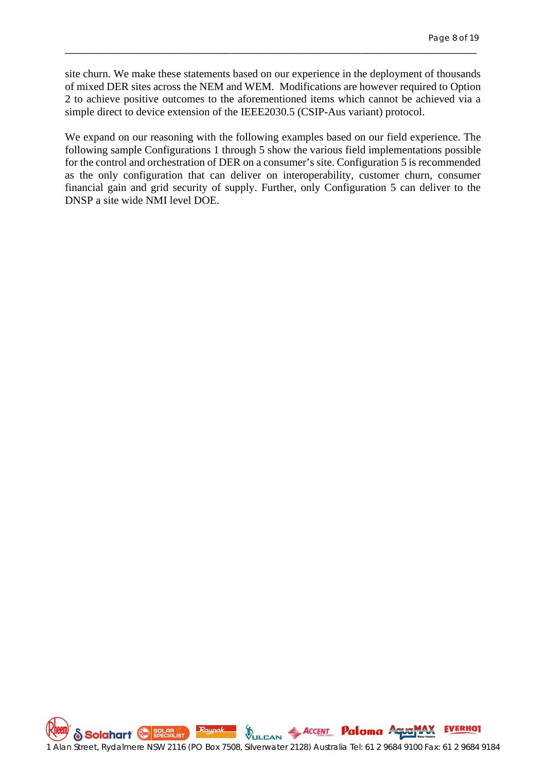site churn. We make these statements based on our experience in the deployment of thousands of mixed DER sites across the NEM and WEM. Modifications are however required to Option 2 to achieve positive outcomes to the aforementioned items which cannot be achieved via a simple direct to device extension of the IEEE2030.5 (CSIP-Aus variant) protocol.

We expand on our reasoning with the following examples based on our field experience. The following sample Configurations 1 through 5 show the various field implementations possible for the control and orchestration of DER on a consumer's site. Configuration 5 is recommended as the only configuration that can deliver on interoperability, customer churn, consumer financial gain and grid security of supply. Further, only Configuration 5 can deliver to the DNSP a site wide NMI level DOE.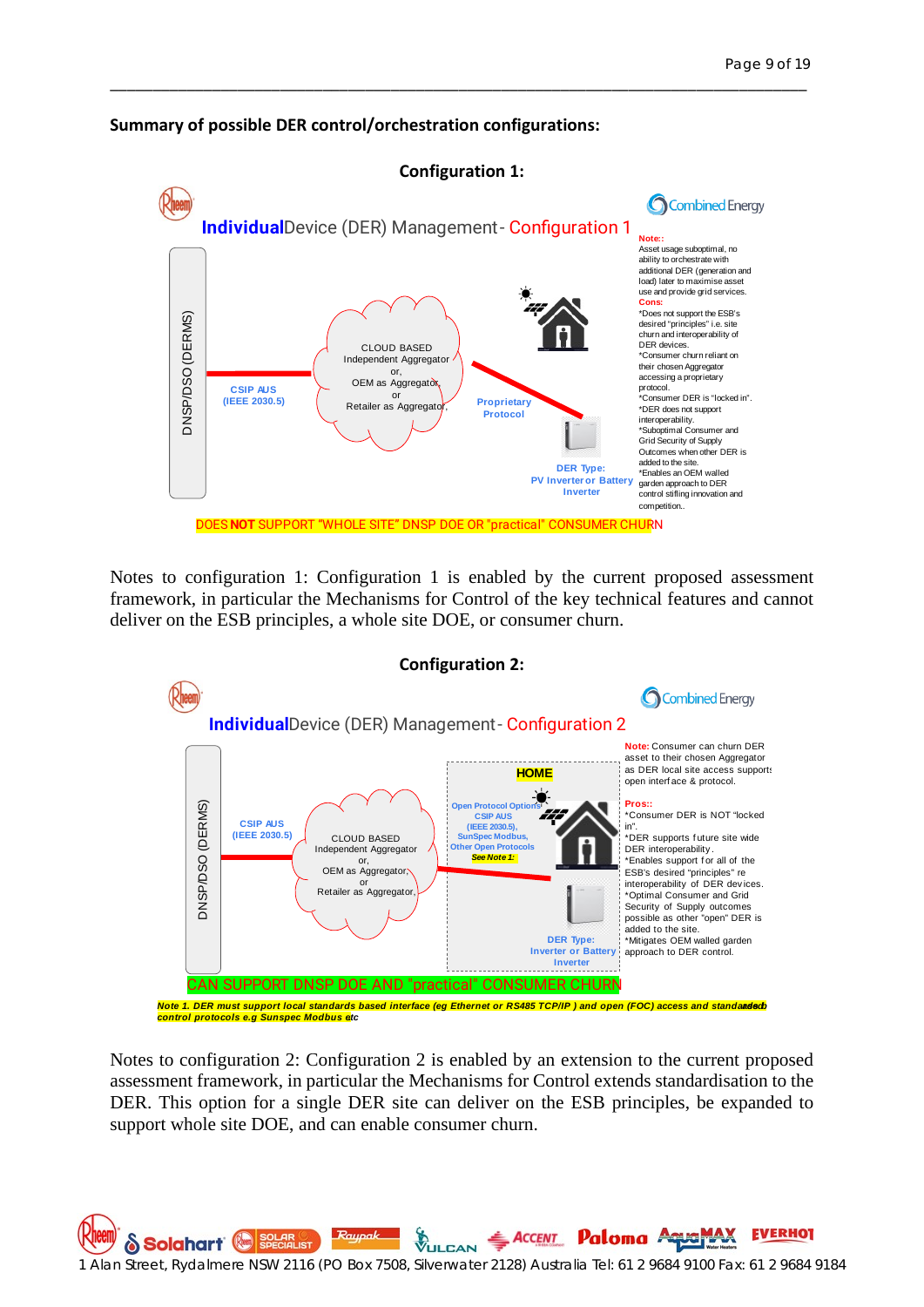**Summary of possible DER control/orchestration configurations:**

**Configuration 1:**

Individual Device (DER) Management - Configuration 1

DNSP/DSO (DERMS)

CSIP AUS (IEEE 2030.5)

CLOUD BASED Independent Aggregator or, OEM as Aggregator, or Retailer as Aggregator

Proprietary Protocol

DER Type: PV Inverter or Battery Inverter

Note:: Asset usage suboptimal, no ability to orchestrate with additional DER (generation and load) later to maximise asset use and provide grid services.

Cons:
*Does not support the ESB's desired "principles" i.e. site churn and interoperability of DER devices.
*Consumer churn reliant on their chosen Aggregator accessing a proprietary protocol.
*Consumer DER is "locked in".
*DER does not support interoperability.
*Suboptimal Consumer and Grid Security of Supply Outcomes when other DER is added to the site.
*Enables an OEM walled garden approach to DER control stifling innovation and competition..

DOES **NOT** SUPPORT "WHOLE SITE" DNSP DOE OR "practical" CONSUMER CHURN

Notes to configuration 1: Configuration 1 is enabled by the current proposed assessment framework, in particular the Mechanisms for Control of the key technical features and cannot deliver on the ESB principles, a whole site DOE, or consumer churn.

**Configuration 2:**

Individual Device (DER) Management - Configuration 2

DNSP/DSO (DERMS)

CSIP AUS (IEEE 2030.5)

CLOUD BASED Independent Aggregator or, OEM as Aggregator, or Retailer as Aggregator

HOME

Open Protocol Options: CSIP AUS (IEEE 2030.5), SunSpec Modbus, Other Open Protocols

See Note 1:

DER Type: Inverter or Battery Inverter

Note: Consumer can churn DER asset to their chosen Aggregator as DER local site access supports open interface & protocol.

Pros::
*Consumer DER is NOT "locked in".
*DER supports future site wide DER interoperability.
*Enables support for all of the ESB's desired "principles" re interoperability of DER devices.
*Optimal Consumer and Grid Security of Supply outcomes possible as other "open" DER is added to the site.
*Mitigates OEM walled garden approach to DER control.

CAN SUPPORT DNSP DOE AND "practical" CONSUMER CHURN

*Note 1. DER must support local standards based interface (eg Ethernet or RS485 TCP/IP ) and open (FOC) access and standardised control protocols e.g Sunspec Modbus etc*

Notes to configuration 2: Configuration 2 is enabled by an extension to the current proposed assessment framework, in particular the Mechanisms for Control extends standardisation to the DER. This option for a single DER site can deliver on the ESB principles, be expanded to support whole site DOE, and can enable consumer churn.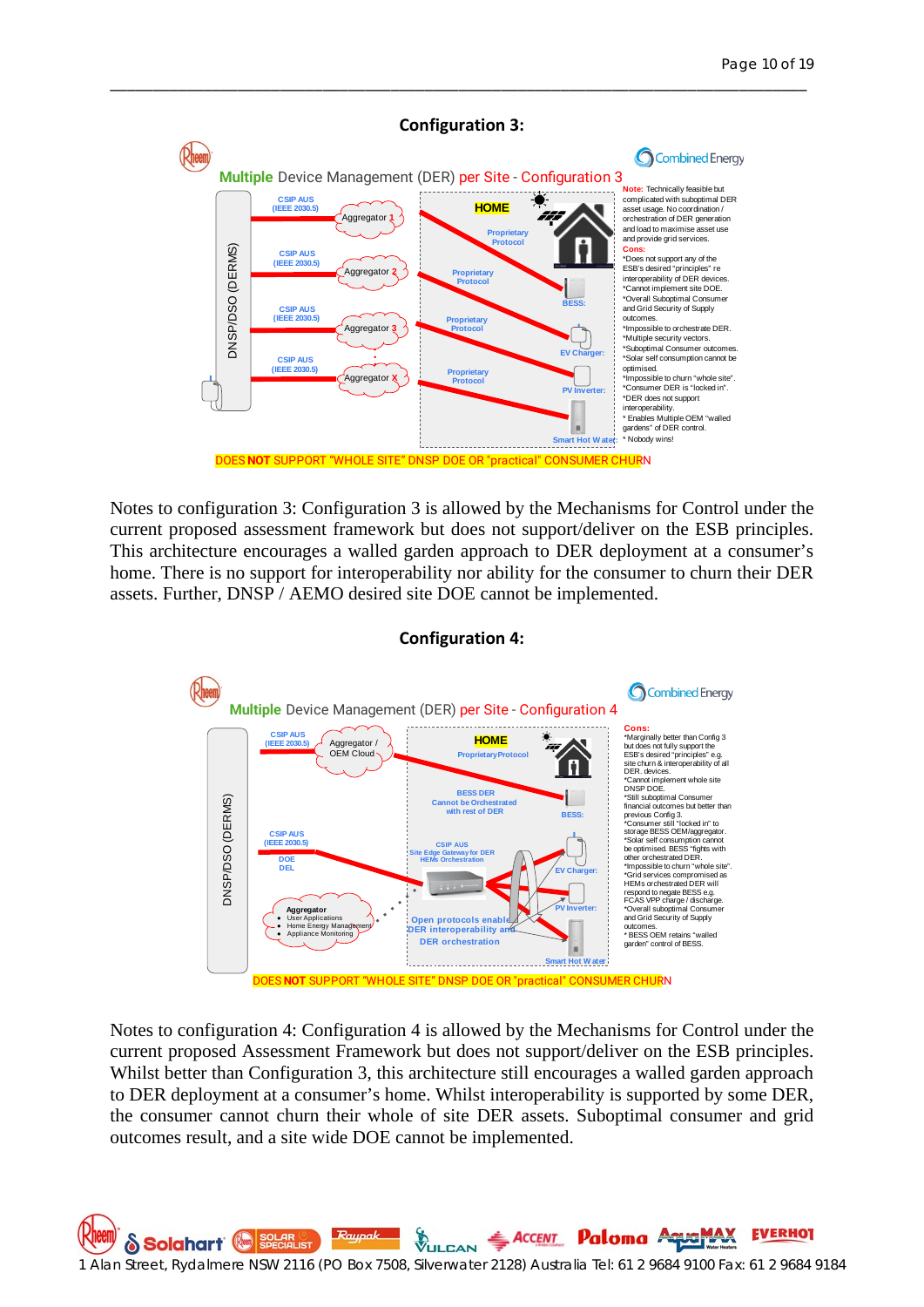**Configuration 3:**

Multiple Device Management (DER) per Site - Configuration 3

DNSP/DSO (DERMS)

CSIP AUS (IEEE 2030.5) — Aggregator 1
CSIP AUS (IEEE 2030.5) — Aggregator 2
CSIP AUS (IEEE 2030.5) — Aggregator 3
CSIP AUS (IEEE 2030.5) — Aggregator X

HOME
Proprietary Protocol
Proprietary Protocol
Proprietary Protocol
Proprietary Protocol
BESS:
EV Charger:
PV Inverter:
Smart Hot Water:

Note: Technically feasible but complicated with suboptimal DER asset usage. No coordination / orchestration of DER generation and load to maximise asset use and provide grid services.

Cons:
*Does not support any of the ESB's desired "principles" re interoperability of DER devices.
*Cannot implement site DOE.
*Overall Suboptimal Consumer and Grid Security of Supply outcomes.
*Impossible to orchestrate DER.
*Multiple security vectors.
*Suboptimal Consumer outcomes.
*Solar self consumption cannot be optimised.
*Impossible to churn "whole site".
*Consumer DER is "locked in".
*DER does not support interoperability.
* Enables Multiple OEM "walled gardens" of DER control.
* Nobody wins!

DOES NOT SUPPORT "WHOLE SITE" DNSP DOE OR "practical" CONSUMER CHURN

Notes to configuration 3: Configuration 3 is allowed by the Mechanisms for Control under the current proposed assessment framework but does not support/deliver on the ESB principles. This architecture encourages a walled garden approach to DER deployment at a consumer's home. There is no support for interoperability nor ability for the consumer to churn their DER assets. Further, DNSP / AEMO desired site DOE cannot be implemented.

**Configuration 4:**

Multiple Device Management (DER) per Site - Configuration 4

DNSP/DSO (DERMS)

CSIP AUS (IEEE 2030.5) — Aggregator / OEM Cloud

HOME
Proprietary Protocol
BESS DER Cannot be Orchestrated with rest of DER
BESS:

CSIP AUS (IEEE 2030.5)
DOE
DEL

CSIP AUS
Site Edge Gateway for DER
HEMs Orchestration

Aggregator
- User Applications
- Home Energy Management
- Appliance Monitoring

Open protocols enable DER interoperability and DER orchestration

EV Charger:
PV Inverter:
Smart Hot Water

Cons:
*Marginally better than Config 3 but does not fully support the ESB's desired "principles" e.g. site churn & interoperability of all DER. devices.
*Cannot implement whole site DNSP DOE.
*Still suboptimal Consumer financial outcomes but better than previous Config 3.
*Consumer still "locked in" to storage BESS OEM/aggregator.
*Solar self consumption cannot be optimised. BESS "fights with other orchestrated DER.
*Impossible to churn "whole site".
*Grid services compromised as HEMs orchestrated DER will respond to negate BESS e.g. FCAS VPP charge / discharge.
*Overall suboptimal Consumer and Grid Security of Supply outcomes.
* BESS OEM retains "walled garden" control of BESS.

DOES NOT SUPPORT "WHOLE SITE" DNSP DOE OR "practical" CONSUMER CHURN

Notes to configuration 4: Configuration 4 is allowed by the Mechanisms for Control under the current proposed Assessment Framework but does not support/deliver on the ESB principles. Whilst better than Configuration 3, this architecture still encourages a walled garden approach to DER deployment at a consumer's home. Whilst interoperability is supported by some DER, the consumer cannot churn their whole of site DER assets. Suboptimal consumer and grid outcomes result, and a site wide DOE cannot be implemented.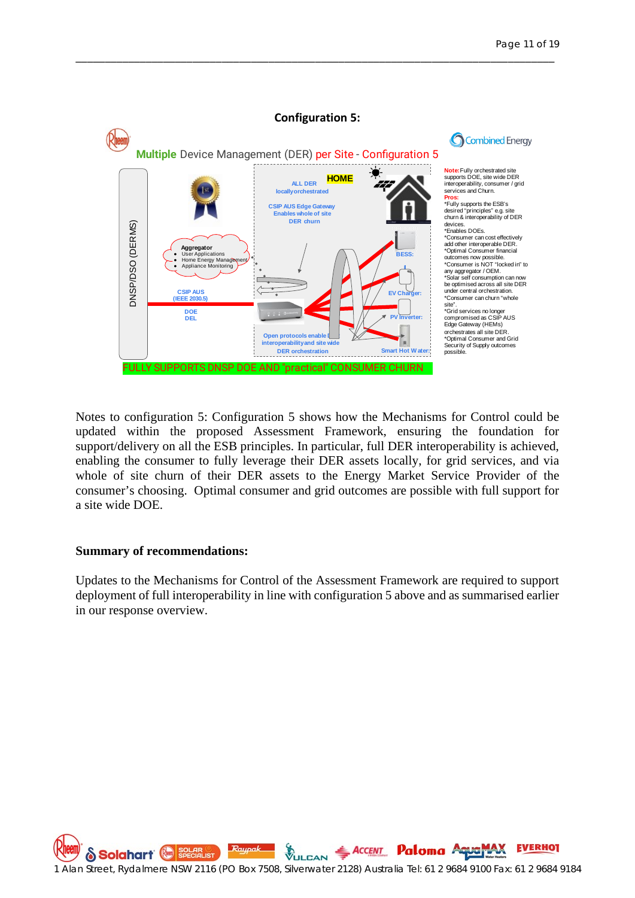**Configuration 5:**

Multiple Device Management (DER) per Site - Configuration 5

DNSP/DSO (DERMS)

Aggregator
- User Applications
- Home Energy Management
- Appliance Monitoring

CSIP AUS (IEEE 2030.5)

DOE
DEL

HOME

ALL DER locally orchestrated

CSIP AUS Edge Gateway Enables whole of site DER churn

BESS:

EV Charger:

PV Inverter:

Smart Hot Water:

Open protocols enable DER interoperability and site wide DER orchestration

**Note:** Fully orchestrated site supports DOE, site wide DER interoperability, consumer / grid services and Churn.

**Pros:**
*Fully supports the ESB's desired "principles" e.g. site churn & interoperability of DER devices.
*Enables DOEs.
*Consumer can cost effectively add other interoperable DER.
*Optimal Consumer financial outcomes now possible.
*Consumer is NOT "locked in" to any aggregator / OEM.
*Solar self consumption can now be optimised across all site DER under central orchestration.
*Consumer can churn "whole site".
*Grid services no longer compromised as CSIP AUS Edge Gateway (HEMs) orchestrates all site DER.
*Optimal Consumer and Grid Security of Supply outcomes possible.

FULLY SUPPORTS DNSP DOE AND "practical" CONSUMER CHURN

Notes to configuration 5: Configuration 5 shows how the Mechanisms for Control could be updated within the proposed Assessment Framework, ensuring the foundation for support/delivery on all the ESB principles. In particular, full DER interoperability is achieved, enabling the consumer to fully leverage their DER assets locally, for grid services, and via whole of site churn of their DER assets to the Energy Market Service Provider of the consumer's choosing. Optimal consumer and grid outcomes are possible with full support for a site wide DOE.

**Summary of recommendations:**

Updates to the Mechanisms for Control of the Assessment Framework are required to support deployment of full interoperability in line with configuration 5 above and as summarised earlier in our response overview.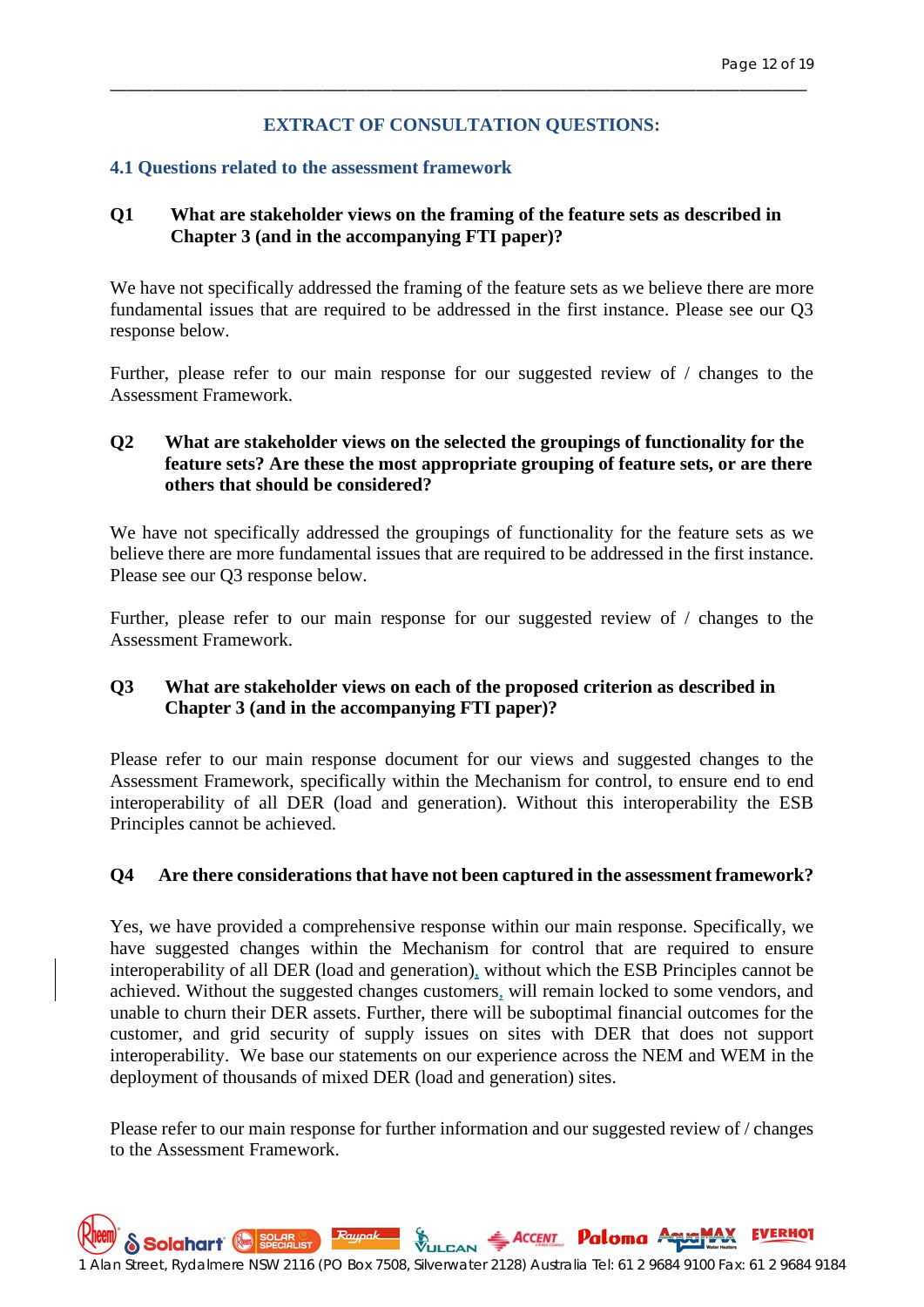## EXTRACT OF CONSULTATION QUESTIONS:

### 4.1 Questions related to the assessment framework

**Q1 What are stakeholder views on the framing of the feature sets as described in Chapter 3 (and in the accompanying FTI paper)?**

We have not specifically addressed the framing of the feature sets as we believe there are more fundamental issues that are required to be addressed in the first instance. Please see our Q3 response below.

Further, please refer to our main response for our suggested review of / changes to the Assessment Framework.

**Q2 What are stakeholder views on the selected the groupings of functionality for the feature sets? Are these the most appropriate grouping of feature sets, or are there others that should be considered?**

We have not specifically addressed the groupings of functionality for the feature sets as we believe there are more fundamental issues that are required to be addressed in the first instance. Please see our Q3 response below.

Further, please refer to our main response for our suggested review of / changes to the Assessment Framework.

**Q3 What are stakeholder views on each of the proposed criterion as described in Chapter 3 (and in the accompanying FTI paper)?**

Please refer to our main response document for our views and suggested changes to the Assessment Framework, specifically within the Mechanism for control, to ensure end to end interoperability of all DER (load and generation). Without this interoperability the ESB Principles cannot be achieved.

**Q4 Are there considerations that have not been captured in the assessment framework?**

Yes, we have provided a comprehensive response within our main response. Specifically, we have suggested changes within the Mechanism for control that are required to ensure interoperability of all DER (load and generation), without which the ESB Principles cannot be achieved. Without the suggested changes customers, will remain locked to some vendors, and unable to churn their DER assets. Further, there will be suboptimal financial outcomes for the customer, and grid security of supply issues on sites with DER that does not support interoperability. We base our statements on our experience across the NEM and WEM in the deployment of thousands of mixed DER (load and generation) sites.

Please refer to our main response for further information and our suggested review of / changes to the Assessment Framework.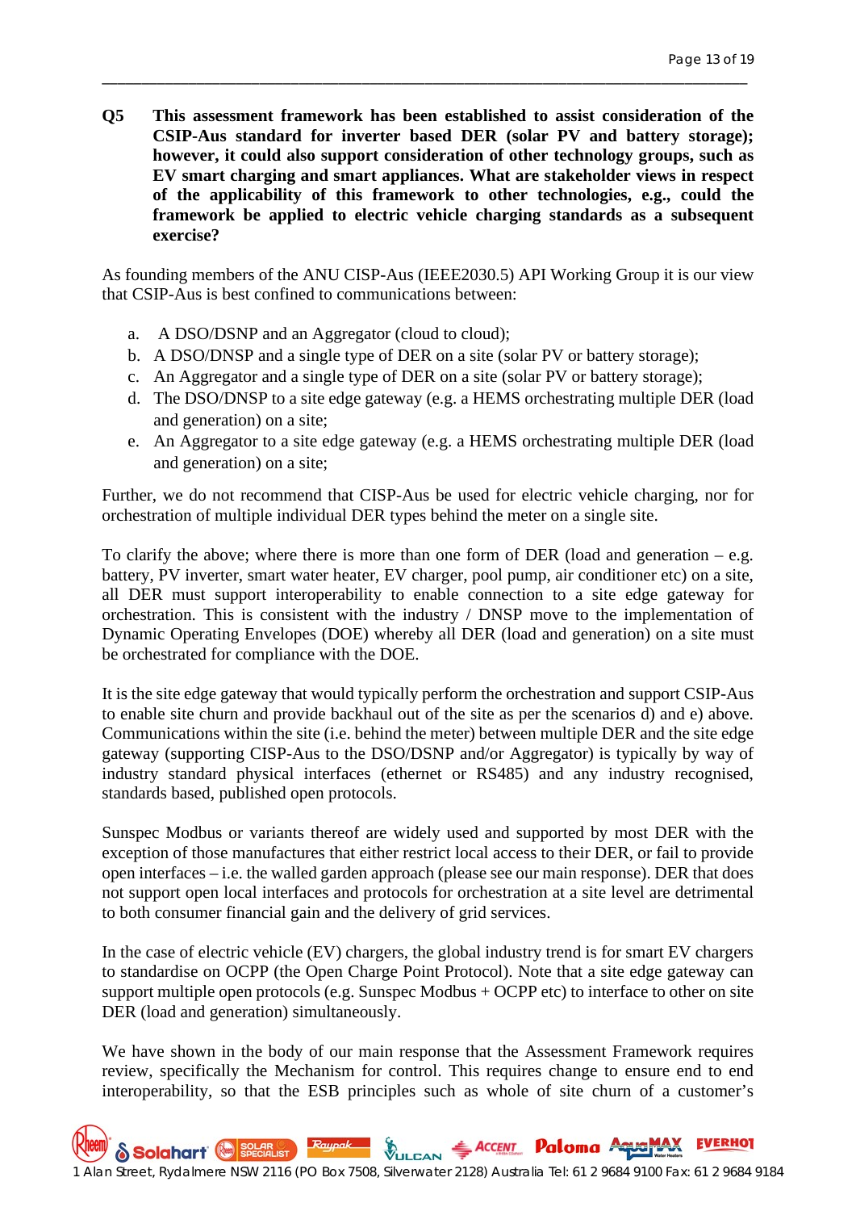**Q5 This assessment framework has been established to assist consideration of the CSIP-Aus standard for inverter based DER (solar PV and battery storage); however, it could also support consideration of other technology groups, such as EV smart charging and smart appliances. What are stakeholder views in respect of the applicability of this framework to other technologies, e.g., could the framework be applied to electric vehicle charging standards as a subsequent exercise?**

As founding members of the ANU CISP-Aus (IEEE2030.5) API Working Group it is our view that CSIP-Aus is best confined to communications between:

a. A DSO/DSNP and an Aggregator (cloud to cloud);
b. A DSO/DNSP and a single type of DER on a site (solar PV or battery storage);
c. An Aggregator and a single type of DER on a site (solar PV or battery storage);
d. The DSO/DNSP to a site edge gateway (e.g. a HEMS orchestrating multiple DER (load and generation) on a site;
e. An Aggregator to a site edge gateway (e.g. a HEMS orchestrating multiple DER (load and generation) on a site;

Further, we do not recommend that CISP-Aus be used for electric vehicle charging, nor for orchestration of multiple individual DER types behind the meter on a single site.

To clarify the above; where there is more than one form of DER (load and generation – e.g. battery, PV inverter, smart water heater, EV charger, pool pump, air conditioner etc) on a site, all DER must support interoperability to enable connection to a site edge gateway for orchestration. This is consistent with the industry / DNSP move to the implementation of Dynamic Operating Envelopes (DOE) whereby all DER (load and generation) on a site must be orchestrated for compliance with the DOE.

It is the site edge gateway that would typically perform the orchestration and support CSIP-Aus to enable site churn and provide backhaul out of the site as per the scenarios d) and e) above. Communications within the site (i.e. behind the meter) between multiple DER and the site edge gateway (supporting CISP-Aus to the DSO/DSNP and/or Aggregator) is typically by way of industry standard physical interfaces (ethernet or RS485) and any industry recognised, standards based, published open protocols.

Sunspec Modbus or variants thereof are widely used and supported by most DER with the exception of those manufactures that either restrict local access to their DER, or fail to provide open interfaces – i.e. the walled garden approach (please see our main response). DER that does not support open local interfaces and protocols for orchestration at a site level are detrimental to both consumer financial gain and the delivery of grid services.

In the case of electric vehicle (EV) chargers, the global industry trend is for smart EV chargers to standardise on OCPP (the Open Charge Point Protocol). Note that a site edge gateway can support multiple open protocols (e.g. Sunspec Modbus + OCPP etc) to interface to other on site DER (load and generation) simultaneously.

We have shown in the body of our main response that the Assessment Framework requires review, specifically the Mechanism for control. This requires change to ensure end to end interoperability, so that the ESB principles such as whole of site churn of a customer's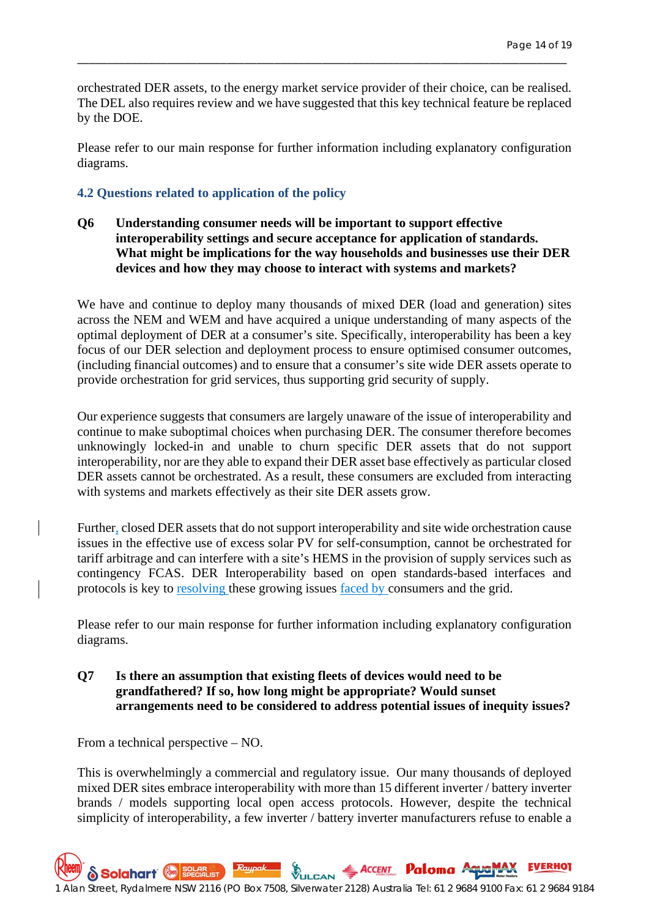orchestrated DER assets, to the energy market service provider of their choice, can be realised. The DEL also requires review and we have suggested that this key technical feature be replaced by the DOE.

Please refer to our main response for further information including explanatory configuration diagrams.

### 4.2 Questions related to application of the policy

**Q6 Understanding consumer needs will be important to support effective interoperability settings and secure acceptance for application of standards. What might be implications for the way households and businesses use their DER devices and how they may choose to interact with systems and markets?**

We have and continue to deploy many thousands of mixed DER (load and generation) sites across the NEM and WEM and have acquired a unique understanding of many aspects of the optimal deployment of DER at a consumer's site. Specifically, interoperability has been a key focus of our DER selection and deployment process to ensure optimised consumer outcomes, (including financial outcomes) and to ensure that a consumer's site wide DER assets operate to provide orchestration for grid services, thus supporting grid security of supply.

Our experience suggests that consumers are largely unaware of the issue of interoperability and continue to make suboptimal choices when purchasing DER. The consumer therefore becomes unknowingly locked-in and unable to churn specific DER assets that do not support interoperability, nor are they able to expand their DER asset base effectively as particular closed DER assets cannot be orchestrated. As a result, these consumers are excluded from interacting with systems and markets effectively as their site DER assets grow.

Further, closed DER assets that do not support interoperability and site wide orchestration cause issues in the effective use of excess solar PV for self-consumption, cannot be orchestrated for tariff arbitrage and can interfere with a site's HEMS in the provision of supply services such as contingency FCAS. DER Interoperability based on open standards-based interfaces and protocols is key to resolving these growing issues faced by consumers and the grid.

Please refer to our main response for further information including explanatory configuration diagrams.

**Q7 Is there an assumption that existing fleets of devices would need to be grandfathered? If so, how long might be appropriate? Would sunset arrangements need to be considered to address potential issues of inequity issues?**

From a technical perspective – NO.

This is overwhelmingly a commercial and regulatory issue. Our many thousands of deployed mixed DER sites embrace interoperability with more than 15 different inverter / battery inverter brands / models supporting local open access protocols. However, despite the technical simplicity of interoperability, a few inverter / battery inverter manufacturers refuse to enable a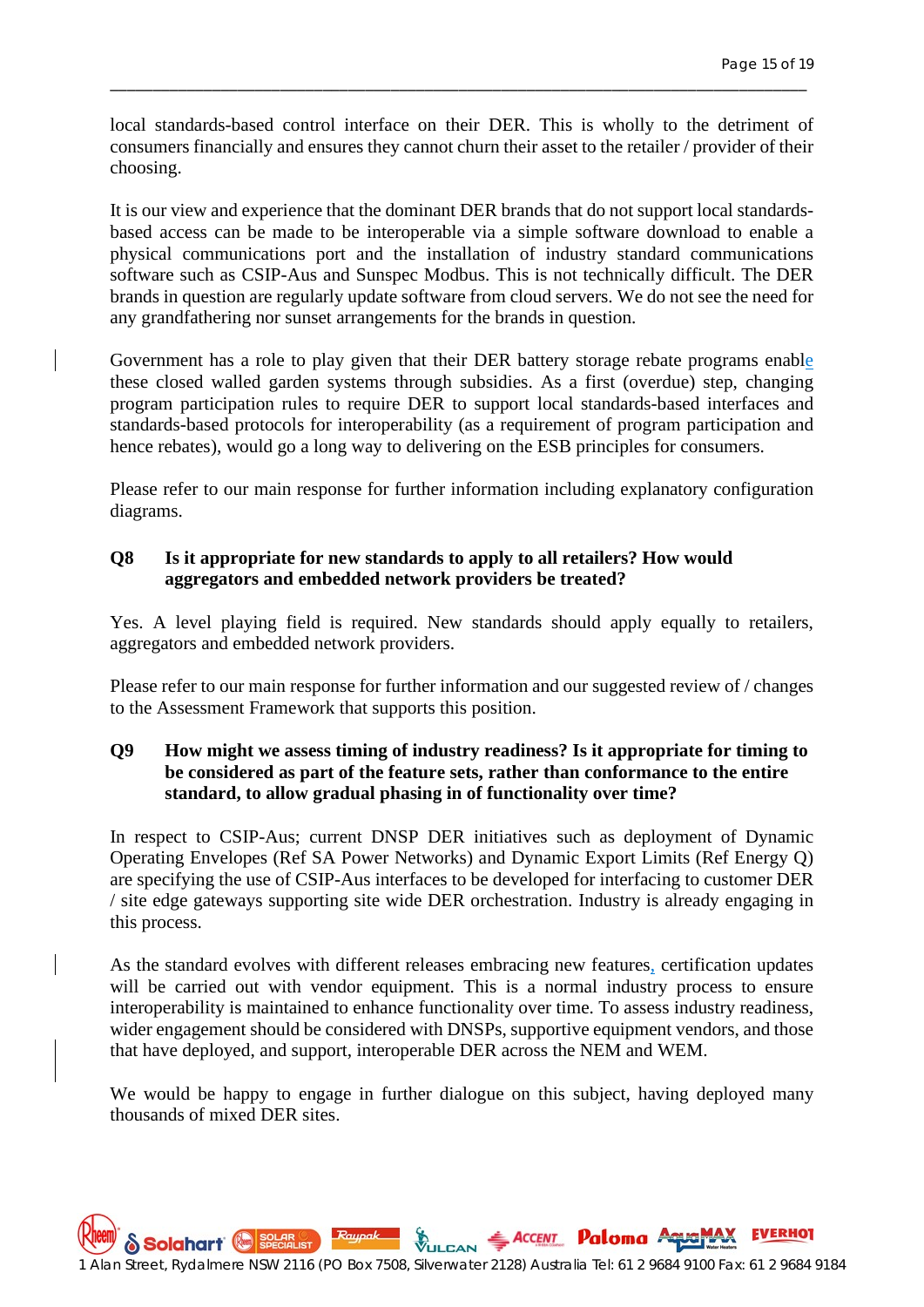local standards-based control interface on their DER. This is wholly to the detriment of consumers financially and ensures they cannot churn their asset to the retailer / provider of their choosing.

It is our view and experience that the dominant DER brands that do not support local standards-based access can be made to be interoperable via a simple software download to enable a physical communications port and the installation of industry standard communications software such as CSIP-Aus and Sunspec Modbus. This is not technically difficult. The DER brands in question are regularly update software from cloud servers. We do not see the need for any grandfathering nor sunset arrangements for the brands in question.

Government has a role to play given that their DER battery storage rebate programs enable these closed walled garden systems through subsidies. As a first (overdue) step, changing program participation rules to require DER to support local standards-based interfaces and standards-based protocols for interoperability (as a requirement of program participation and hence rebates), would go a long way to delivering on the ESB principles for consumers.

Please refer to our main response for further information including explanatory configuration diagrams.

**Q8 Is it appropriate for new standards to apply to all retailers? How would aggregators and embedded network providers be treated?**

Yes. A level playing field is required. New standards should apply equally to retailers, aggregators and embedded network providers.

Please refer to our main response for further information and our suggested review of / changes to the Assessment Framework that supports this position.

**Q9 How might we assess timing of industry readiness? Is it appropriate for timing to be considered as part of the feature sets, rather than conformance to the entire standard, to allow gradual phasing in of functionality over time?**

In respect to CSIP-Aus; current DNSP DER initiatives such as deployment of Dynamic Operating Envelopes (Ref SA Power Networks) and Dynamic Export Limits (Ref Energy Q) are specifying the use of CSIP-Aus interfaces to be developed for interfacing to customer DER / site edge gateways supporting site wide DER orchestration. Industry is already engaging in this process.

As the standard evolves with different releases embracing new features, certification updates will be carried out with vendor equipment. This is a normal industry process to ensure interoperability is maintained to enhance functionality over time. To assess industry readiness, wider engagement should be considered with DNSPs, supportive equipment vendors, and those that have deployed, and support, interoperable DER across the NEM and WEM.

We would be happy to engage in further dialogue on this subject, having deployed many thousands of mixed DER sites.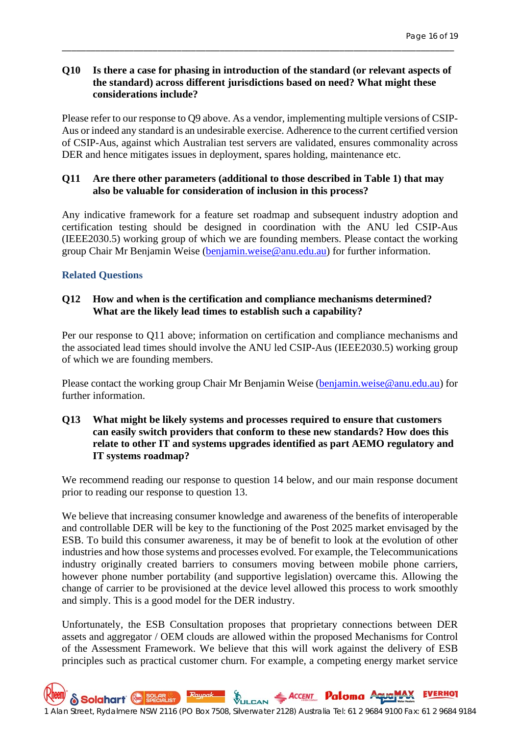**Q10 Is there a case for phasing in introduction of the standard (or relevant aspects of the standard) across different jurisdictions based on need? What might these considerations include?**

Please refer to our response to Q9 above. As a vendor, implementing multiple versions of CSIP-Aus or indeed any standard is an undesirable exercise. Adherence to the current certified version of CSIP-Aus, against which Australian test servers are validated, ensures commonality across DER and hence mitigates issues in deployment, spares holding, maintenance etc.

**Q11 Are there other parameters (additional to those described in Table 1) that may also be valuable for consideration of inclusion in this process?**

Any indicative framework for a feature set roadmap and subsequent industry adoption and certification testing should be designed in coordination with the ANU led CSIP-Aus (IEEE2030.5) working group of which we are founding members. Please contact the working group Chair Mr Benjamin Weise (benjamin.weise@anu.edu.au) for further information.

## Related Questions

**Q12 How and when is the certification and compliance mechanisms determined? What are the likely lead times to establish such a capability?**

Per our response to Q11 above; information on certification and compliance mechanisms and the associated lead times should involve the ANU led CSIP-Aus (IEEE2030.5) working group of which we are founding members.

Please contact the working group Chair Mr Benjamin Weise (benjamin.weise@anu.edu.au) for further information.

**Q13 What might be likely systems and processes required to ensure that customers can easily switch providers that conform to these new standards? How does this relate to other IT and systems upgrades identified as part AEMO regulatory and IT systems roadmap?**

We recommend reading our response to question 14 below, and our main response document prior to reading our response to question 13.

We believe that increasing consumer knowledge and awareness of the benefits of interoperable and controllable DER will be key to the functioning of the Post 2025 market envisaged by the ESB. To build this consumer awareness, it may be of benefit to look at the evolution of other industries and how those systems and processes evolved. For example, the Telecommunications industry originally created barriers to consumers moving between mobile phone carriers, however phone number portability (and supportive legislation) overcame this. Allowing the change of carrier to be provisioned at the device level allowed this process to work smoothly and simply. This is a good model for the DER industry.

Unfortunately, the ESB Consultation proposes that proprietary connections between DER assets and aggregator / OEM clouds are allowed within the proposed Mechanisms for Control of the Assessment Framework. We believe that this will work against the delivery of ESB principles such as practical customer churn. For example, a competing energy market service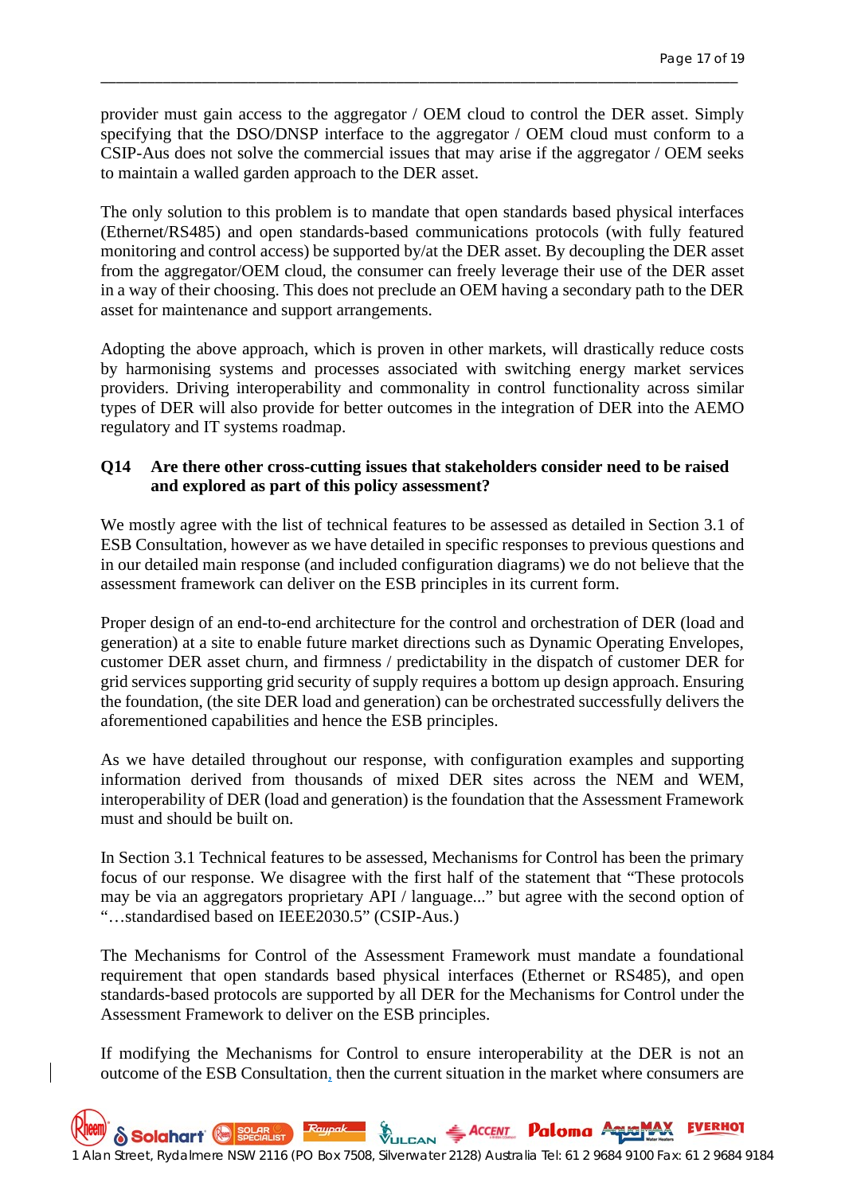provider must gain access to the aggregator / OEM cloud to control the DER asset. Simply specifying that the DSO/DNSP interface to the aggregator / OEM cloud must conform to a CSIP-Aus does not solve the commercial issues that may arise if the aggregator / OEM seeks to maintain a walled garden approach to the DER asset.

The only solution to this problem is to mandate that open standards based physical interfaces (Ethernet/RS485) and open standards-based communications protocols (with fully featured monitoring and control access) be supported by/at the DER asset. By decoupling the DER asset from the aggregator/OEM cloud, the consumer can freely leverage their use of the DER asset in a way of their choosing. This does not preclude an OEM having a secondary path to the DER asset for maintenance and support arrangements.

Adopting the above approach, which is proven in other markets, will drastically reduce costs by harmonising systems and processes associated with switching energy market services providers. Driving interoperability and commonality in control functionality across similar types of DER will also provide for better outcomes in the integration of DER into the AEMO regulatory and IT systems roadmap.

**Q14 Are there other cross-cutting issues that stakeholders consider need to be raised and explored as part of this policy assessment?**

We mostly agree with the list of technical features to be assessed as detailed in Section 3.1 of ESB Consultation, however as we have detailed in specific responses to previous questions and in our detailed main response (and included configuration diagrams) we do not believe that the assessment framework can deliver on the ESB principles in its current form.

Proper design of an end-to-end architecture for the control and orchestration of DER (load and generation) at a site to enable future market directions such as Dynamic Operating Envelopes, customer DER asset churn, and firmness / predictability in the dispatch of customer DER for grid services supporting grid security of supply requires a bottom up design approach. Ensuring the foundation, (the site DER load and generation) can be orchestrated successfully delivers the aforementioned capabilities and hence the ESB principles.

As we have detailed throughout our response, with configuration examples and supporting information derived from thousands of mixed DER sites across the NEM and WEM, interoperability of DER (load and generation) is the foundation that the Assessment Framework must and should be built on.

In Section 3.1 Technical features to be assessed, Mechanisms for Control has been the primary focus of our response. We disagree with the first half of the statement that "These protocols may be via an aggregators proprietary API / language..." but agree with the second option of "…standardised based on IEEE2030.5" (CSIP-Aus.)

The Mechanisms for Control of the Assessment Framework must mandate a foundational requirement that open standards based physical interfaces (Ethernet or RS485), and open standards-based protocols are supported by all DER for the Mechanisms for Control under the Assessment Framework to deliver on the ESB principles.

If modifying the Mechanisms for Control to ensure interoperability at the DER is not an outcome of the ESB Consultation, then the current situation in the market where consumers are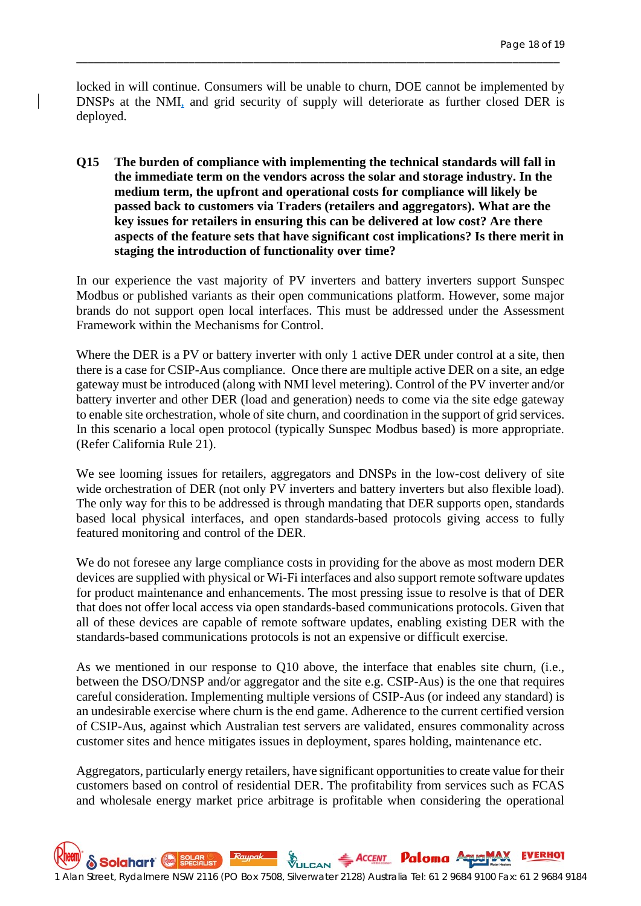locked in will continue. Consumers will be unable to churn, DOE cannot be implemented by DNSPs at the NMI, and grid security of supply will deteriorate as further closed DER is deployed.

**Q15 The burden of compliance with implementing the technical standards will fall in the immediate term on the vendors across the solar and storage industry. In the medium term, the upfront and operational costs for compliance will likely be passed back to customers via Traders (retailers and aggregators). What are the key issues for retailers in ensuring this can be delivered at low cost? Are there aspects of the feature sets that have significant cost implications? Is there merit in staging the introduction of functionality over time?**

In our experience the vast majority of PV inverters and battery inverters support Sunspec Modbus or published variants as their open communications platform. However, some major brands do not support open local interfaces. This must be addressed under the Assessment Framework within the Mechanisms for Control.

Where the DER is a PV or battery inverter with only 1 active DER under control at a site, then there is a case for CSIP-Aus compliance. Once there are multiple active DER on a site, an edge gateway must be introduced (along with NMI level metering). Control of the PV inverter and/or battery inverter and other DER (load and generation) needs to come via the site edge gateway to enable site orchestration, whole of site churn, and coordination in the support of grid services. In this scenario a local open protocol (typically Sunspec Modbus based) is more appropriate. (Refer California Rule 21).

We see looming issues for retailers, aggregators and DNSPs in the low-cost delivery of site wide orchestration of DER (not only PV inverters and battery inverters but also flexible load). The only way for this to be addressed is through mandating that DER supports open, standards based local physical interfaces, and open standards-based protocols giving access to fully featured monitoring and control of the DER.

We do not foresee any large compliance costs in providing for the above as most modern DER devices are supplied with physical or Wi-Fi interfaces and also support remote software updates for product maintenance and enhancements. The most pressing issue to resolve is that of DER that does not offer local access via open standards-based communications protocols. Given that all of these devices are capable of remote software updates, enabling existing DER with the standards-based communications protocols is not an expensive or difficult exercise.

As we mentioned in our response to Q10 above, the interface that enables site churn, (i.e., between the DSO/DNSP and/or aggregator and the site e.g. CSIP-Aus) is the one that requires careful consideration. Implementing multiple versions of CSIP-Aus (or indeed any standard) is an undesirable exercise where churn is the end game. Adherence to the current certified version of CSIP-Aus, against which Australian test servers are validated, ensures commonality across customer sites and hence mitigates issues in deployment, spares holding, maintenance etc.

Aggregators, particularly energy retailers, have significant opportunities to create value for their customers based on control of residential DER. The profitability from services such as FCAS and wholesale energy market price arbitrage is profitable when considering the operational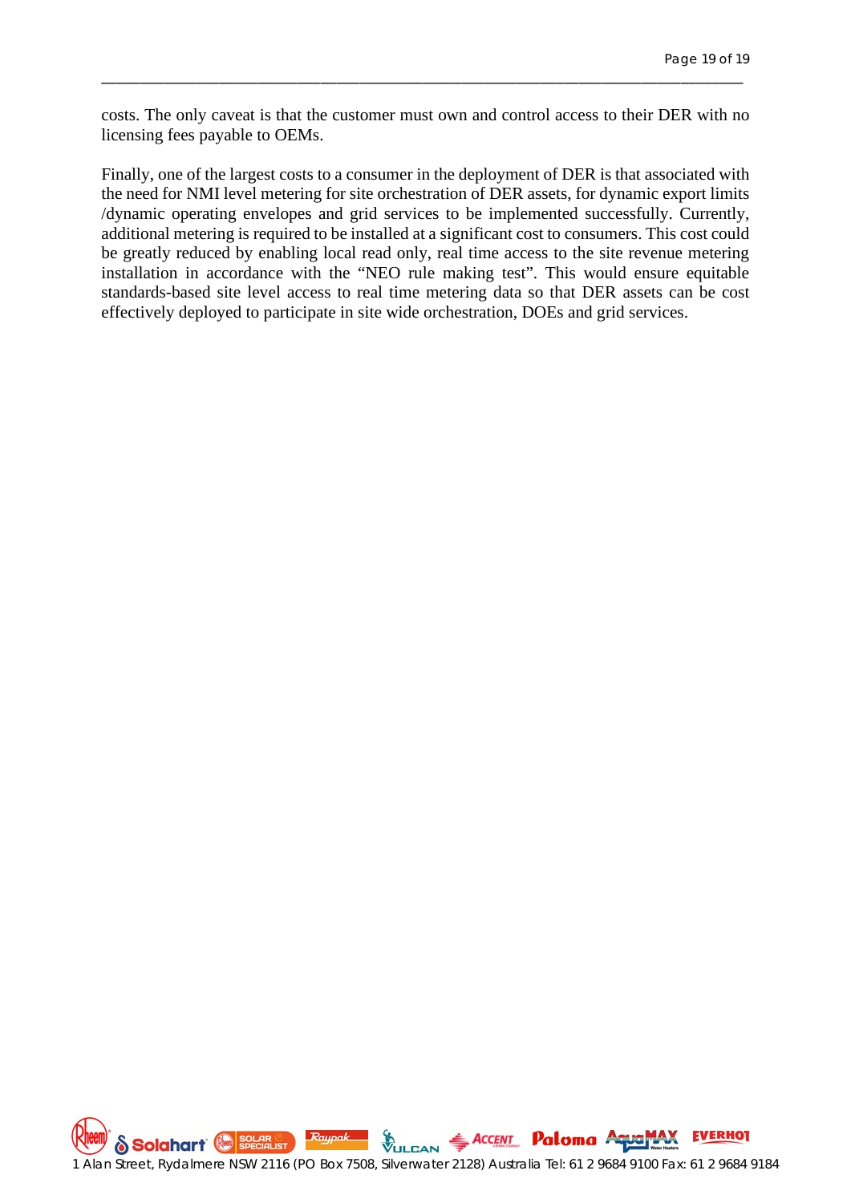costs. The only caveat is that the customer must own and control access to their DER with no licensing fees payable to OEMs.

Finally, one of the largest costs to a consumer in the deployment of DER is that associated with the need for NMI level metering for site orchestration of DER assets, for dynamic export limits /dynamic operating envelopes and grid services to be implemented successfully. Currently, additional metering is required to be installed at a significant cost to consumers. This cost could be greatly reduced by enabling local read only, real time access to the site revenue metering installation in accordance with the "NEO rule making test". This would ensure equitable standards-based site level access to real time metering data so that DER assets can be cost effectively deployed to participate in site wide orchestration, DOEs and grid services.